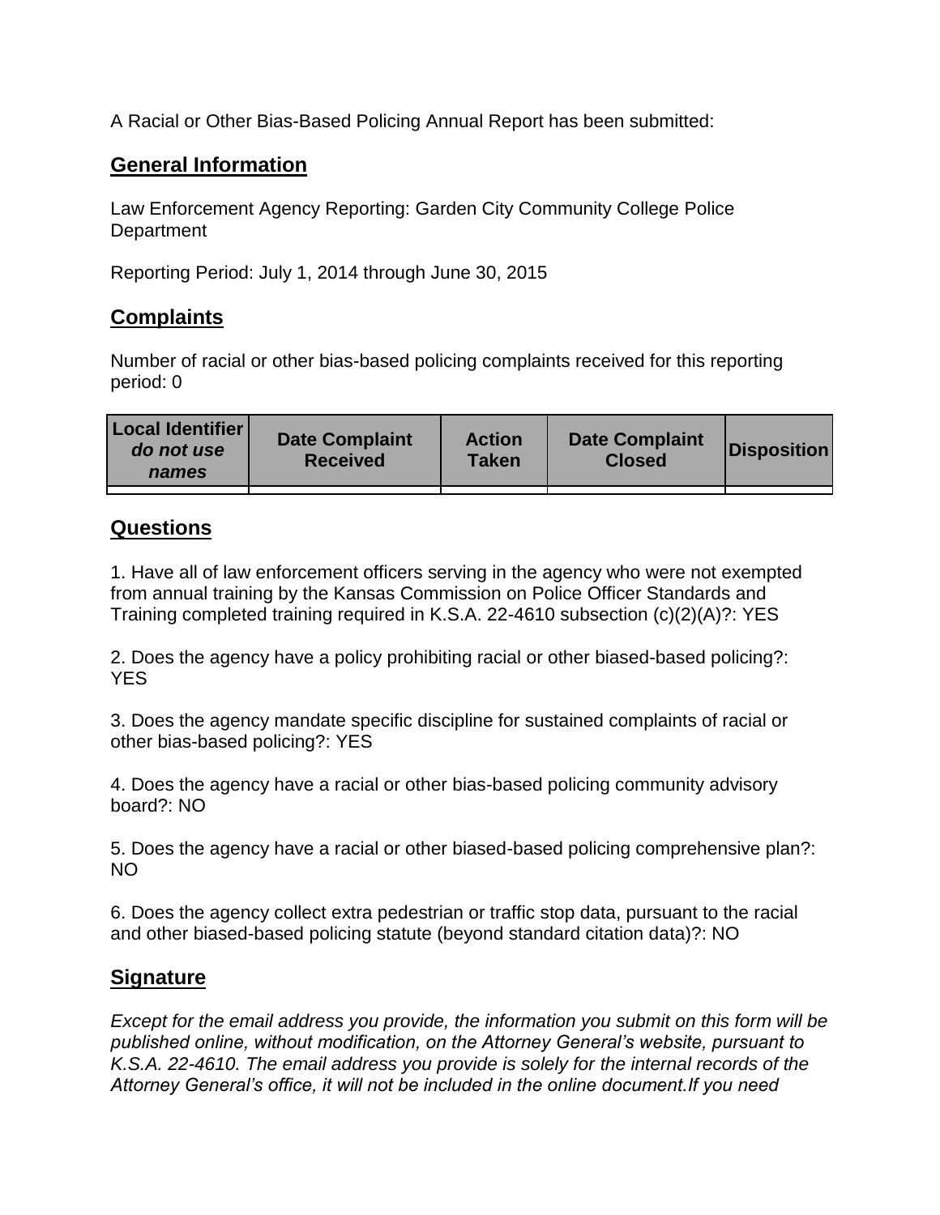A Racial or Other Bias-Based Policing Annual Report has been submitted:

## General Information

Law Enforcement Agency Reporting: Garden City Community College Police Department

Reporting Period: July 1, 2014 through June 30, 2015

## Complaints

Number of racial or other bias-based policing complaints received for this reporting period: 0

| Local Identifier *do not use names* | Date Complaint Received | Action Taken | Date Complaint Closed | Disposition |
|---|---|---|---|---|
| | | | | |

## Questions

1. Have all of law enforcement officers serving in the agency who were not exempted from annual training by the Kansas Commission on Police Officer Standards and Training completed training required in K.S.A. 22-4610 subsection (c)(2)(A)?: YES

2. Does the agency have a policy prohibiting racial or other biased-based policing?: YES

3. Does the agency mandate specific discipline for sustained complaints of racial or other bias-based policing?: YES

4. Does the agency have a racial or other bias-based policing community advisory board?: NO

5. Does the agency have a racial or other biased-based policing comprehensive plan?: NO

6. Does the agency collect extra pedestrian or traffic stop data, pursuant to the racial and other biased-based policing statute (beyond standard citation data)?: NO

## Signature

*Except for the email address you provide, the information you submit on this form will be published online, without modification, on the Attorney General's website, pursuant to K.S.A. 22-4610. The email address you provide is solely for the internal records of the Attorney General's office, it will not be included in the online document.If you need*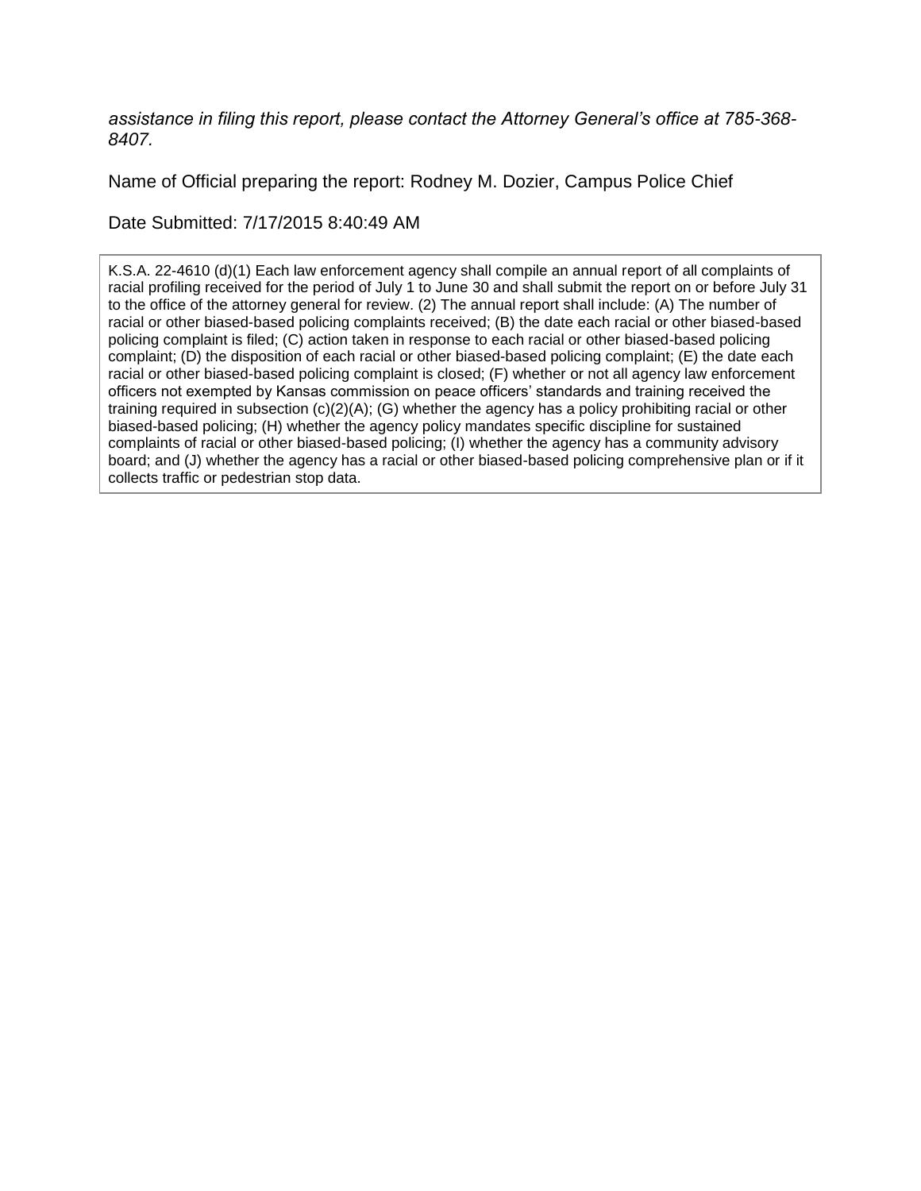*assistance in filing this report, please contact the Attorney General's office at 785-368-8407.*

Name of Official preparing the report: Rodney M. Dozier, Campus Police Chief

Date Submitted: 7/17/2015 8:40:49 AM

K.S.A. 22-4610 (d)(1) Each law enforcement agency shall compile an annual report of all complaints of racial profiling received for the period of July 1 to June 30 and shall submit the report on or before July 31 to the office of the attorney general for review. (2) The annual report shall include: (A) The number of racial or other biased-based policing complaints received; (B) the date each racial or other biased-based policing complaint is filed; (C) action taken in response to each racial or other biased-based policing complaint; (D) the disposition of each racial or other biased-based policing complaint; (E) the date each racial or other biased-based policing complaint is closed; (F) whether or not all agency law enforcement officers not exempted by Kansas commission on peace officers' standards and training received the training required in subsection (c)(2)(A); (G) whether the agency has a policy prohibiting racial or other biased-based policing; (H) whether the agency policy mandates specific discipline for sustained complaints of racial or other biased-based policing; (I) whether the agency has a community advisory board; and (J) whether the agency has a racial or other biased-based policing comprehensive plan or if it collects traffic or pedestrian stop data.